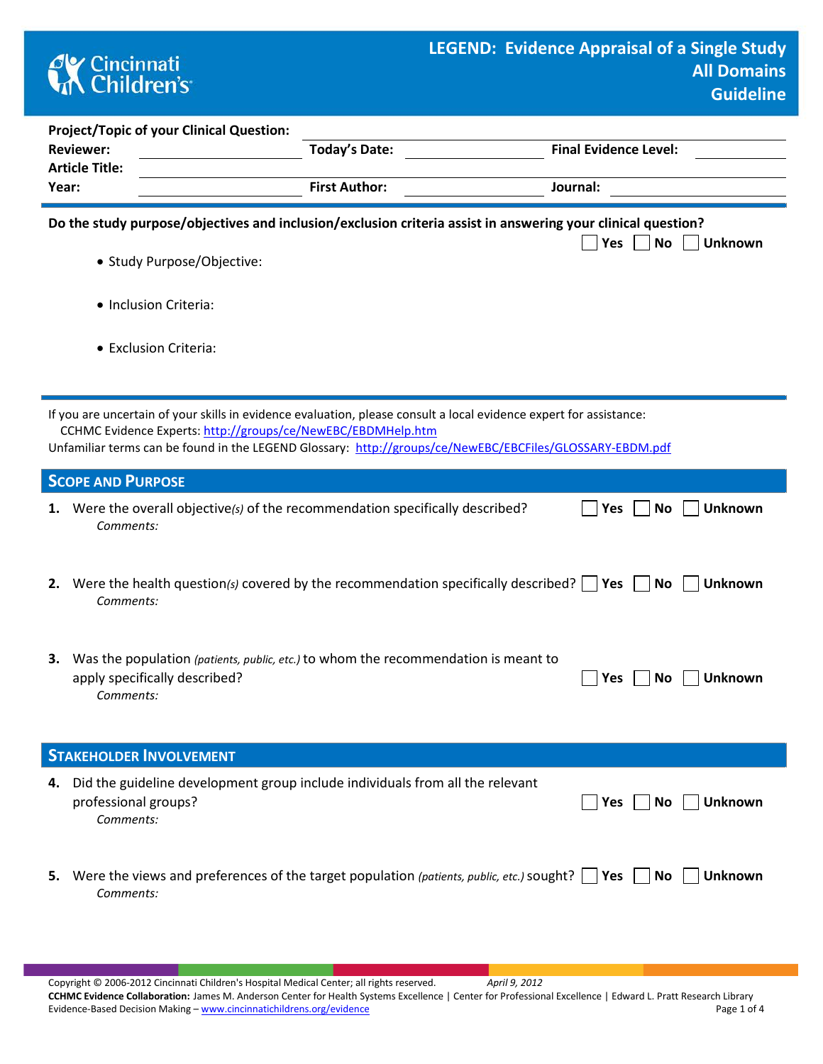# LEGEND: Evidence Appraisal of a Single Study
## All Domains
## Guideline

Cincinnati Children's

**Project/Topic of your Clinical Question:** ____________________

**Reviewer:** ____________________ **Today's Date:** ____________________ **Final Evidence Level:** ____________________

**Article Title:** ____________________

**Year:** ____________________ **First Author:** ____________________ **Journal:** ____________________

---

**Do the study purpose/objectives and inclusion/exclusion criteria assist in answering your clinical question?** ☐ Yes ☐ No ☐ Unknown

- Study Purpose/Objective:
- Inclusion Criteria:
- Exclusion Criteria:

---

If you are uncertain of your skills in evidence evaluation, please consult a local evidence expert for assistance:
CCHMC Evidence Experts: http://groups/ce/NewEBC/EBDMHelp.htm
Unfamiliar terms can be found in the LEGEND Glossary: http://groups/ce/NewEBC/EBCFiles/GLOSSARY-EBDM.pdf

## Scope and Purpose

1. Were the overall objective*(s)* of the recommendation specifically described? ☐ Yes ☐ No ☐ Unknown
   *Comments:*

2. Were the health question*(s)* covered by the recommendation specifically described? ☐ Yes ☐ No ☐ Unknown
   *Comments:*

3. Was the population *(patients, public, etc.)* to whom the recommendation is meant to apply specifically described? ☐ Yes ☐ No ☐ Unknown
   *Comments:*

## Stakeholder Involvement

4. Did the guideline development group include individuals from all the relevant professional groups? ☐ Yes ☐ No ☐ Unknown
   *Comments:*

5. Were the views and preferences of the target population *(patients, public, etc.)* sought? ☐ Yes ☐ No ☐ Unknown
   *Comments:*

Copyright © 2006-2012 Cincinnati Children's Hospital Medical Center; all rights reserved. *April 9, 2012*
**CCHMC Evidence Collaboration:** James M. Anderson Center for Health Systems Excellence | Center for Professional Excellence | Edward L. Pratt Research Library
Evidence-Based Decision Making – www.cincinnatichildrens.org/evidence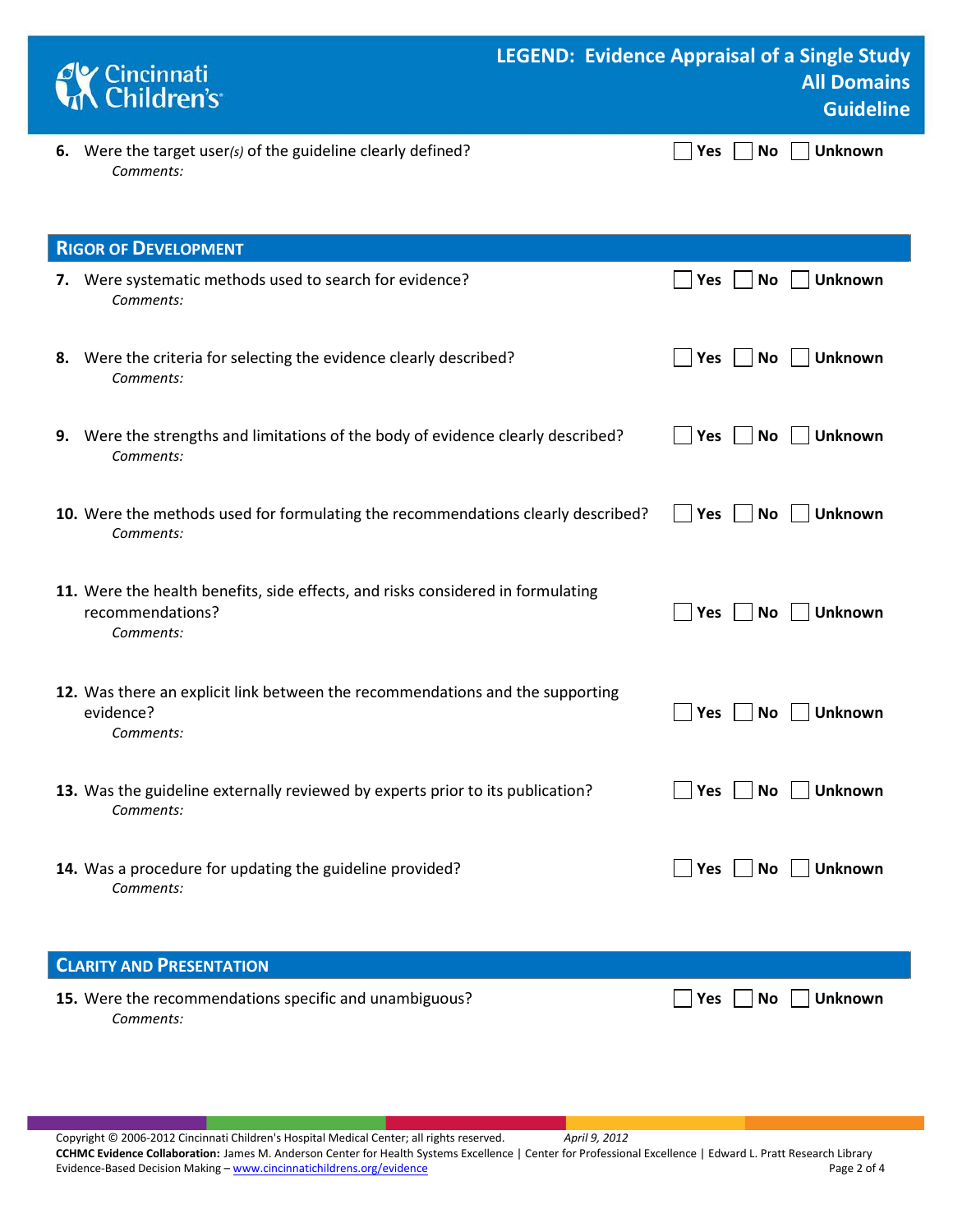**6.** Were the target user*(s)* of the guideline clearly defined? ☐ Yes ☐ No ☐ Unknown

*Comments:*

## Rigor of Development

**7.** Were systematic methods used to search for evidence? ☐ Yes ☐ No ☐ Unknown

*Comments:*

**8.** Were the criteria for selecting the evidence clearly described? ☐ Yes ☐ No ☐ Unknown

*Comments:*

**9.** Were the strengths and limitations of the body of evidence clearly described? ☐ Yes ☐ No ☐ Unknown

*Comments:*

**10.** Were the methods used for formulating the recommendations clearly described? ☐ Yes ☐ No ☐ Unknown

*Comments:*

**11.** Were the health benefits, side effects, and risks considered in formulating recommendations? ☐ Yes ☐ No ☐ Unknown

*Comments:*

**12.** Was there an explicit link between the recommendations and the supporting evidence? ☐ Yes ☐ No ☐ Unknown

*Comments:*

**13.** Was the guideline externally reviewed by experts prior to its publication? ☐ Yes ☐ No ☐ Unknown

*Comments:*

**14.** Was a procedure for updating the guideline provided? ☐ Yes ☐ No ☐ Unknown

*Comments:*

## Clarity and Presentation

**15.** Were the recommendations specific and unambiguous? ☐ Yes ☐ No ☐ Unknown

*Comments:*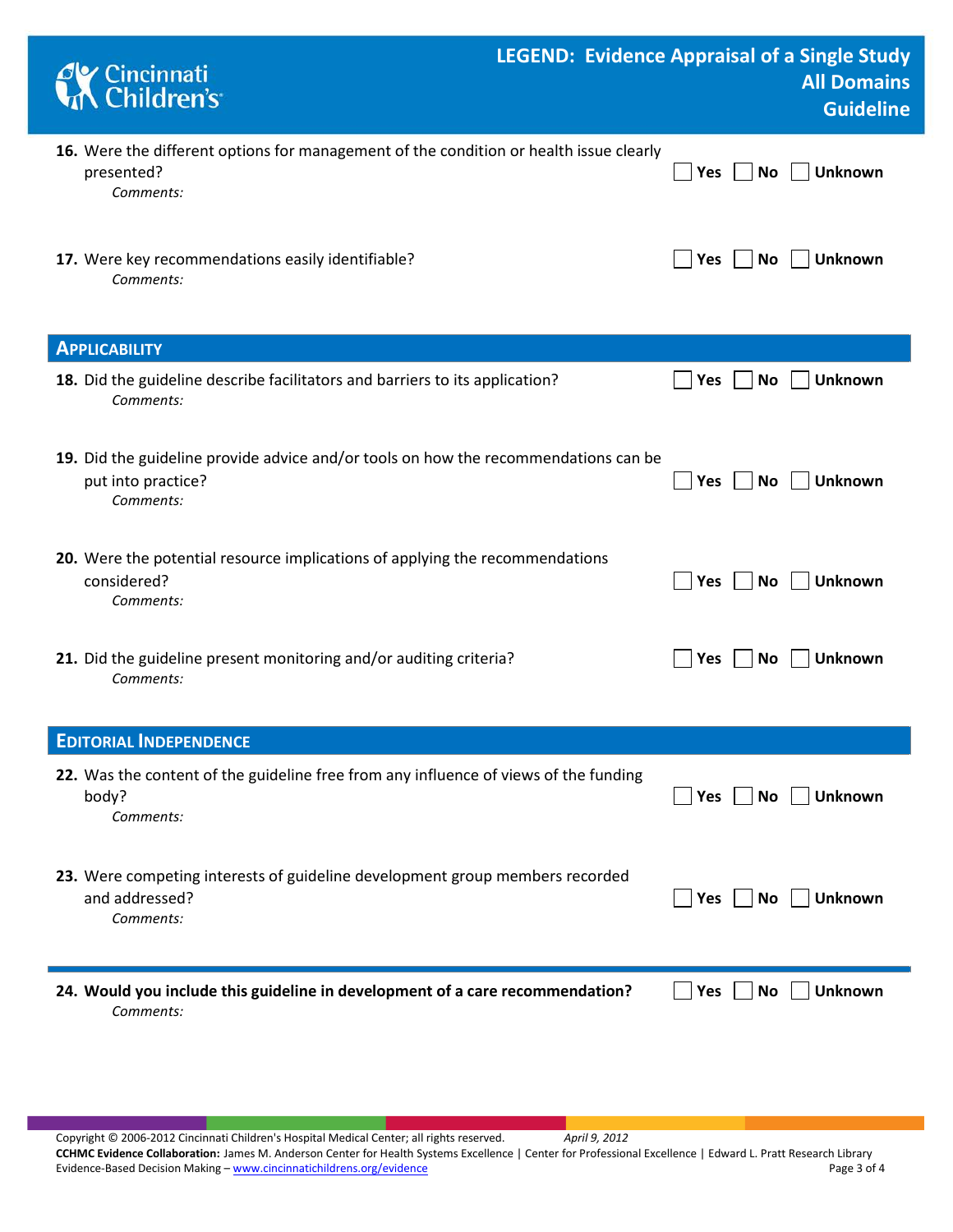**16.** Were the different options for management of the condition or health issue clearly presented? ☐ **Yes** ☐ **No** ☐ **Unknown**

*Comments:*

**17.** Were key recommendations easily identifiable? ☐ **Yes** ☐ **No** ☐ **Unknown**

*Comments:*

## Applicability

**18.** Did the guideline describe facilitators and barriers to its application? ☐ **Yes** ☐ **No** ☐ **Unknown**

*Comments:*

**19.** Did the guideline provide advice and/or tools on how the recommendations can be put into practice? ☐ **Yes** ☐ **No** ☐ **Unknown**

*Comments:*

**20.** Were the potential resource implications of applying the recommendations considered? ☐ **Yes** ☐ **No** ☐ **Unknown**

*Comments:*

**21.** Did the guideline present monitoring and/or auditing criteria? ☐ **Yes** ☐ **No** ☐ **Unknown**

*Comments:*

## Editorial Independence

**22.** Was the content of the guideline free from any influence of views of the funding body? ☐ **Yes** ☐ **No** ☐ **Unknown**

*Comments:*

**23.** Were competing interests of guideline development group members recorded and addressed? ☐ **Yes** ☐ **No** ☐ **Unknown**

*Comments:*

**24. Would you include this guideline in development of a care recommendation?** ☐ **Yes** ☐ **No** ☐ **Unknown**

*Comments:*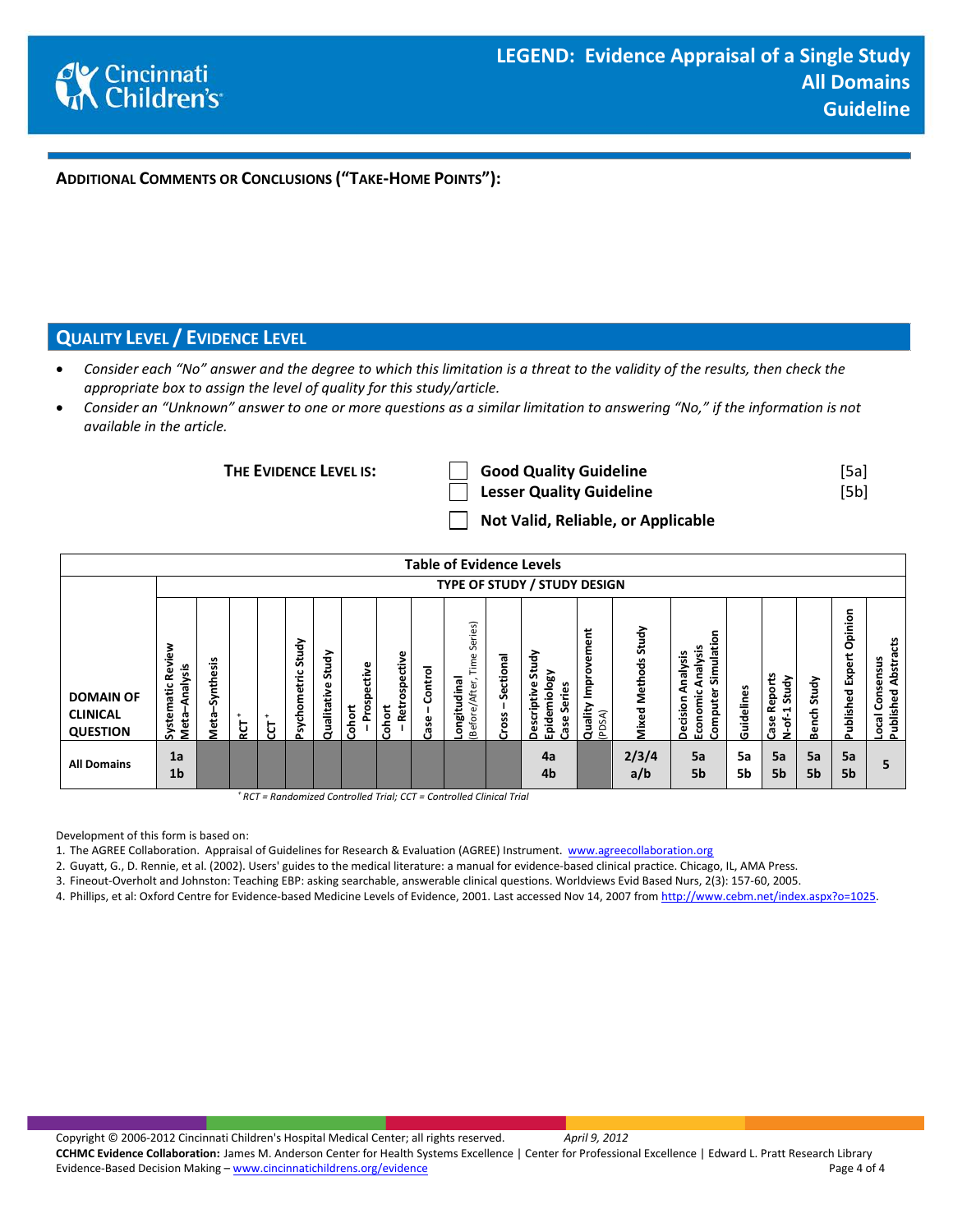## Additional Comments or Conclusions ("Take-Home Points"):

## Quality Level / Evidence Level

- *Consider each "No" answer and the degree to which this limitation is a threat to the validity of the results, then check the appropriate box to assign the level of quality for this study/article.*
- *Consider an "Unknown" answer to one or more questions as a similar limitation to answering "No," if the information is not available in the article.*

**The Evidence Level is:**

- ☐ **Good Quality Guideline** [5a]
- ☐ **Lesser Quality Guideline** [5b]
- ☐ **Not Valid, Reliable, or Applicable**

**Table of Evidence Levels**

| Domain of Clinical Question | Systematic Review Meta–Analysis | Meta–Synthesis | RCT⁺ | CCT⁺ | Psychometric Study | Qualitative Study | Cohort – Prospective | Cohort – Retrospective | Case – Control | Longitudinal (Before/After, Time Series) | Cross – Sectional | Descriptive Study Epidemiology Case Series | Quality Improvement (PDSA) | Mixed Methods Study | Decision Analysis Economic Analysis Computer Simulation | Guidelines | Case Reports N-of-1 Study | Bench Study | Published Expert Opinion | Local Consensus Published Abstracts |
|---|---|---|---|---|---|---|---|---|---|---|---|---|---|---|---|---|---|---|---|---|
| **All Domains** | 1a 1b | | | | | | | | | | | 4a 4b | | 2/3/4 a/b | 5a 5b | 5a 5b | 5a 5b | 5a 5b | 5a 5b | 5 |

*⁺ RCT = Randomized Controlled Trial; CCT = Controlled Clinical Trial*

Development of this form is based on:

1. The AGREE Collaboration. Appraisal of Guidelines for Research & Evaluation (AGREE) Instrument. www.agreecollaboration.org
2. Guyatt, G., D. Rennie, et al. (2002). Users' guides to the medical literature: a manual for evidence-based clinical practice. Chicago, IL, AMA Press.
3. Fineout-Overholt and Johnston: Teaching EBP: asking searchable, answerable clinical questions. Worldviews Evid Based Nurs, 2(3): 157-60, 2005.
4. Phillips, et al: Oxford Centre for Evidence-based Medicine Levels of Evidence, 2001. Last accessed Nov 14, 2007 from http://www.cebm.net/index.aspx?o=1025.